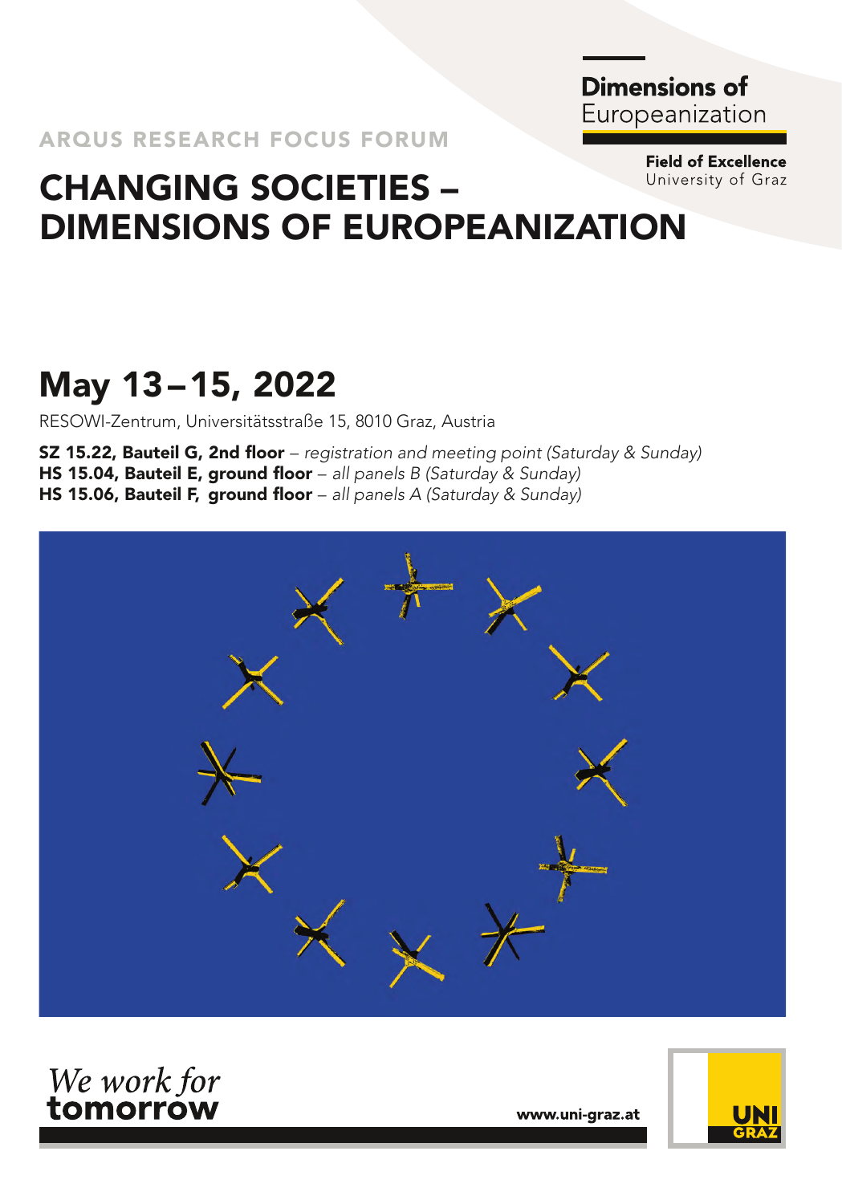**Dimensions of** Europeanization

**Field of Excellence**
University of Graz

ARQUS RESEARCH FOCUS FORUM

# CHANGING SOCIETIES – DIMENSIONS OF EUROPEANIZATION

## May 13–15, 2022

RESOWI-Zentrum, Universitätsstraße 15, 8010 Graz, Austria

**SZ 15.22, Bauteil G, 2nd floor** – *registration and meeting point (Saturday & Sunday)*
**HS 15.04, Bauteil E, ground floor** – *all panels B (Saturday & Sunday)*
**HS 15.06, Bauteil F, ground floor** – *all panels A (Saturday & Sunday)*

*We work for* **tomorrow**

www.uni-graz.at

UNI GRAZ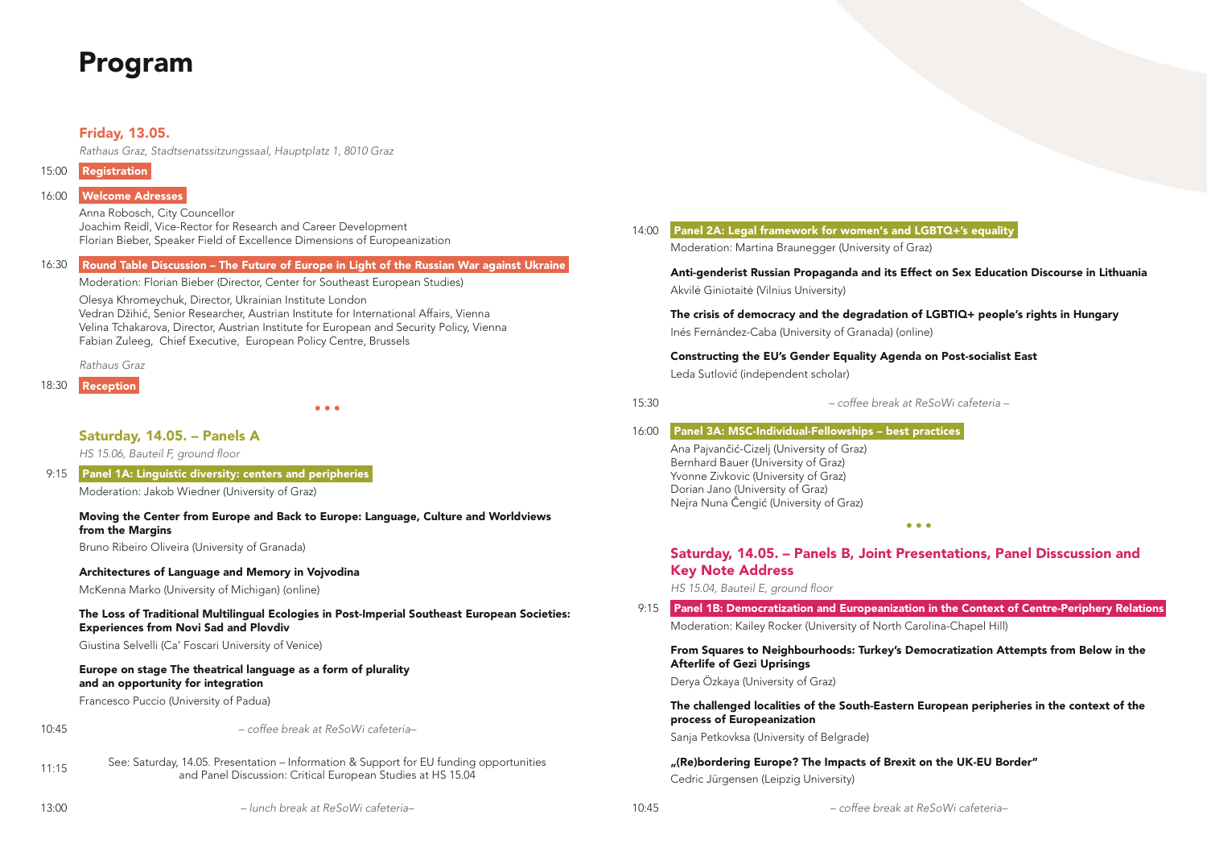# Program

## Friday, 13.05.

*Rathaus Graz, Stadtsenatssitzungssaal, Hauptplatz 1, 8010 Graz*

15:00 **Registration**

16:00 **Welcome Adresses**

Anna Robosch, City Councellor
Joachim Reidl, Vice-Rector for Research and Career Development
Florian Bieber, Speaker Field of Excellence Dimensions of Europeanization

16:30 **Round Table Discussion – The Future of Europe in Light of the Russian War against Ukraine**

Moderation: Florian Bieber (Director, Center for Southeast European Studies)

Olesya Khromeychuk, Director, Ukrainian Institute London
Vedran Džihić, Senior Researcher, Austrian Institute for International Affairs, Vienna
Velina Tchakarova, Director, Austrian Institute for European and Security Policy, Vienna
Fabian Zuleeg, Chief Executive, European Policy Centre, Brussels

*Rathaus Graz*

18:30 **Reception**

• • •

## Saturday, 14.05. – Panels A

*HS 15.06, Bauteil F, ground floor*

9:15 **Panel 1A: Linguistic diversity: centers and peripheries**

Moderation: Jakob Wiedner (University of Graz)

**Moving the Center from Europe and Back to Europe: Language, Culture and Worldviews from the Margins**
Bruno Ribeiro Oliveira (University of Granada)

**Architectures of Language and Memory in Vojvodina**
McKenna Marko (University of Michigan) (online)

**The Loss of Traditional Multilingual Ecologies in Post-Imperial Southeast European Societies: Experiences from Novi Sad and Plovdiv**
Giustina Selvelli (Ca' Foscari University of Venice)

**Europe on stage The theatrical language as a form of plurality and an opportunity for integration**
Francesco Puccio (University of Padua)

10:45 *– coffee break at ReSoWi cafeteria–*

11:15 See: Saturday, 14.05. Presentation – Information & Support for EU funding opportunities and Panel Discussion: Critical European Studies at HS 15.04

13:00 *– lunch break at ReSoWi cafeteria–*

14:00 **Panel 2A: Legal framework for women's and LGBTQ+'s equality**

Moderation: Martina Braunegger (University of Graz)

**Anti-genderist Russian Propaganda and its Effect on Sex Education Discourse in Lithuania**
Akvilė Giniotaitė (Vilnius University)

**The crisis of democracy and the degradation of LGBTIQ+ people's rights in Hungary**
Inés Fernández-Caba (University of Granada) (online)

**Constructing the EU's Gender Equality Agenda on Post-socialist East**
Leda Sutlović (independent scholar)

15:30 *– coffee break at ReSoWi cafeteria –*

16:00 **Panel 3A: MSC-Individual-Fellowships – best practices**

Ana Pajvančić-Cizelj (University of Graz)
Bernhard Bauer (University of Graz)
Yvonne Zivkovic (University of Graz)
Dorian Jano (University of Graz)
Nejra Nuna Čengić (University of Graz)

• • •

## Saturday, 14.05. – Panels B, Joint Presentations, Panel Disscussion and Key Note Address

*HS 15.04, Bauteil E, ground floor*

9:15 **Panel 1B: Democratization and Europeanization in the Context of Centre-Periphery Relations**

Moderation: Kailey Rocker (University of North Carolina-Chapel Hill)

**From Squares to Neighbourhoods: Turkey's Democratization Attempts from Below in the Afterlife of Gezi Uprisings**
Derya Özkaya (University of Graz)

**The challenged localities of the South-Eastern European peripheries in the context of the process of Europeanization**
Sanja Petkovksa (University of Belgrade)

**„(Re)bordering Europe? The Impacts of Brexit on the UK-EU Border"**
Cedric Jürgensen (Leipzig University)

10:45 *– coffee break at ReSoWi cafeteria–*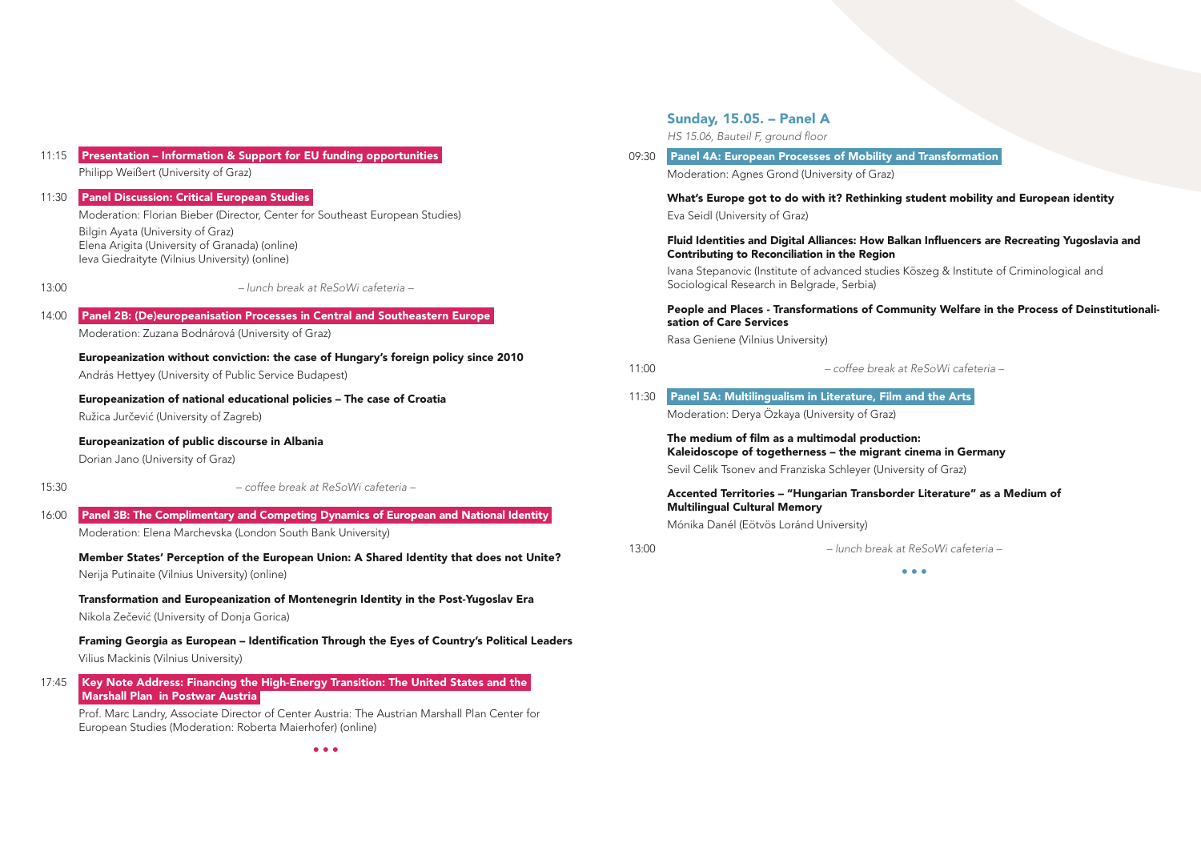11:15 **Presentation – Information & Support for EU funding opportunities**
Philipp Weißert (University of Graz)

11:30 **Panel Discussion: Critical European Studies**
Moderation: Florian Bieber (Director, Center for Southeast European Studies)
Bilgin Ayata (University of Graz)
Elena Arigita (University of Granada) (online)
Ieva Giedraityte (Vilnius University) (online)

13:00 *– lunch break at ReSoWi cafeteria –*

14:00 **Panel 2B: (De)europeanisation Processes in Central and Southeastern Europe**
Moderation: Zuzana Bodnárová (University of Graz)

**Europeanization without conviction: the case of Hungary's foreign policy since 2010**
András Hettyey (University of Public Service Budapest)

**Europeanization of national educational policies – The case of Croatia**
Ružica Jurčević (University of Zagreb)

**Europeanization of public discourse in Albania**
Dorian Jano (University of Graz)

15:30 *– coffee break at ReSoWi cafeteria –*

16:00 **Panel 3B: The Complimentary and Competing Dynamics of European and National Identity**
Moderation: Elena Marchevska (London South Bank University)

**Member States' Perception of the European Union: A Shared Identity that does not Unite?**
Nerija Putinaite (Vilnius University) (online)

**Transformation and Europeanization of Montenegrin Identity in the Post-Yugoslav Era**
Nikola Zečević (University of Donja Gorica)

**Framing Georgia as European – Identification Through the Eyes of Country's Political Leaders**
Vilius Mackinis (Vilnius University)

17:45 **Key Note Address: Financing the High-Energy Transition: The United States and the Marshall Plan in Postwar Austria**
Prof. Marc Landry, Associate Director of Center Austria: The Austrian Marshall Plan Center for European Studies (Moderation: Roberta Maierhofer) (online)

• • •

## Sunday, 15.05. – Panel A

*HS 15.06, Bauteil F, ground floor*

09:30 **Panel 4A: European Processes of Mobility and Transformation**
Moderation: Agnes Grond (University of Graz)

**What's Europe got to do with it? Rethinking student mobility and European identity**
Eva Seidl (University of Graz)

**Fluid Identities and Digital Alliances: How Balkan Influencers are Recreating Yugoslavia and Contributing to Reconciliation in the Region**
Ivana Stepanovic (Institute of advanced studies Kőszeg & Institute of Criminological and Sociological Research in Belgrade, Serbia)

**People and Places - Transformations of Community Welfare in the Process of Deinstitutionalisation of Care Services**
Rasa Geniene (Vilnius University)

11:00 *– coffee break at ReSoWi cafeteria –*

11:30 **Panel 5A: Multilingualism in Literature, Film and the Arts**
Moderation: Derya Özkaya (University of Graz)

**The medium of film as a multimodal production:**
**Kaleidoscope of togetherness – the migrant cinema in Germany**
Sevil Celik Tsonev and Franziska Schleyer (University of Graz)

**Accented Territories – "Hungarian Transborder Literature" as a Medium of Multilingual Cultural Memory**
Mónika Danél (Eötvös Loránd University)

13:00 *– lunch break at ReSoWi cafeteria –*

• • •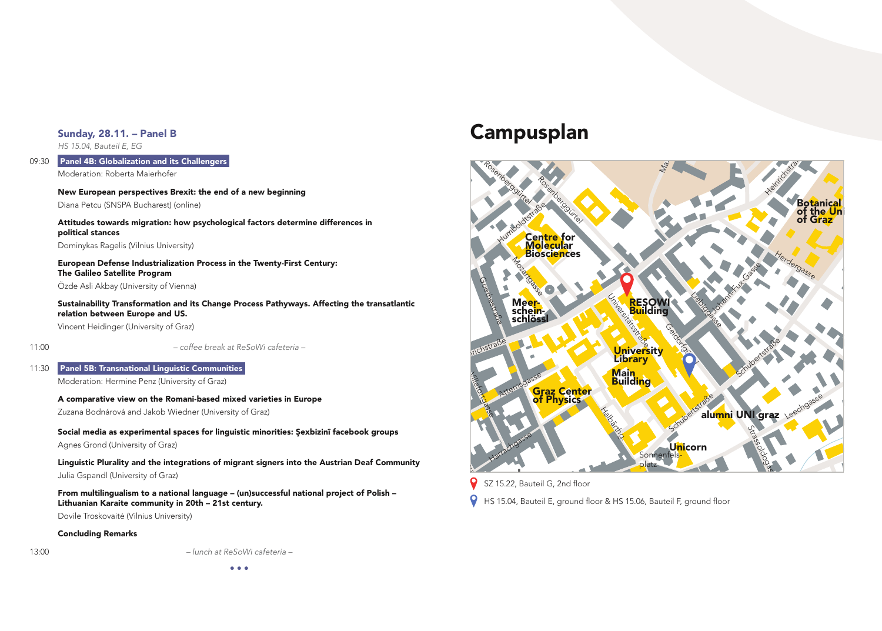## Sunday, 28.11. – Panel B

*HS 15.04, Bauteil E, EG*

09:30 **Panel 4B: Globalization and its Challengers**

Moderation: Roberta Maierhofer

**New European perspectives Brexit: the end of a new beginning**
Diana Petcu (SNSPA Bucharest) (online)

**Attitudes towards migration: how psychological factors determine differences in political stances**
Dominykas Ragelis (Vilnius University)

**European Defense Industrialization Process in the Twenty-First Century: The Galileo Satellite Program**
Özde Asli Akbay (University of Vienna)

**Sustainability Transformation and its Change Process Pathyways. Affecting the transatlantic relation between Europe and US.**
Vincent Heidinger (University of Graz)

11:00 *– coffee break at ReSoWi cafeteria –*

11:30 **Panel 5B: Transnational Linguistic Communities**

Moderation: Hermine Penz (University of Graz)

**A comparative view on the Romani-based mixed varieties in Europe**
Zuzana Bodnárová and Jakob Wiedner (University of Graz)

**Social media as experimental spaces for linguistic minorities: Şexbizinî facebook groups**
Agnes Grond (University of Graz)

**Linguistic Plurality and the integrations of migrant signers into the Austrian Deaf Community**
Julia Gspandl (University of Graz)

**From multilingualism to a national language – (un)successful national project of Polish – Lithuanian Karaite community in 20th – 21st century.**
Dovile Troskovaitė (Vilnius University)

**Concluding Remarks**

13:00 *– lunch at ReSoWi cafeteria –*

# Campusplan

- SZ 15.22, Bauteil G, 2nd floor
- HS 15.04, Bauteil E, ground floor & HS 15.06, Bauteil F, ground floor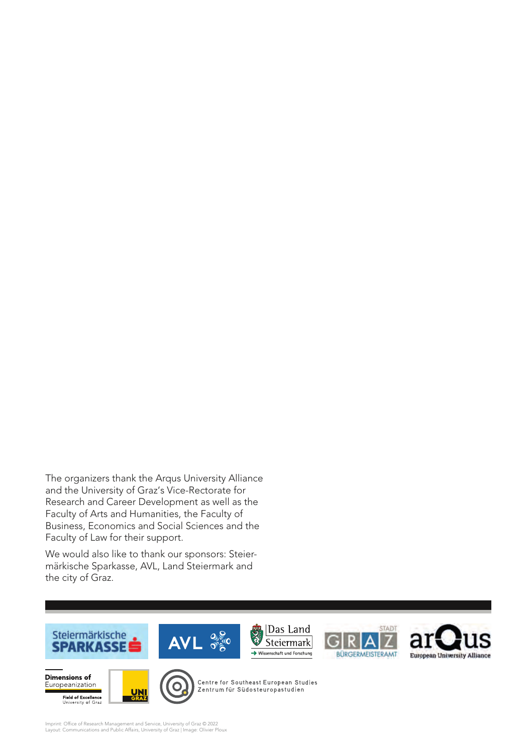The organizers thank the Arqus University Alliance and the University of Graz's Vice-Rectorate for Research and Career Development as well as the Faculty of Arts and Humanities, the Faculty of Business, Economics and Social Sciences and the Faculty of Law for their support.

We would also like to thank our sponsors: Steiermärkische Sparkasse, AVL, Land Steiermark and the city of Graz.

Steiermärkische SPARKASSE

AVL

Das Land Steiermark
Wissenschaft und Forschung

STADT GRAZ
BÜRGERMEISTERAMT

arqus
European University Alliance

Dimensions of Europeanization
Field of Excellence
University of Graz

UNI GRAZ

Centre for Southeast European Studies
Zentrum für Südosteuropastudien

Imprint: Office of Research Management and Service, University of Graz © 2022
Layout: Communications and Public Affairs, University of Graz | Image: Olivier Ploux